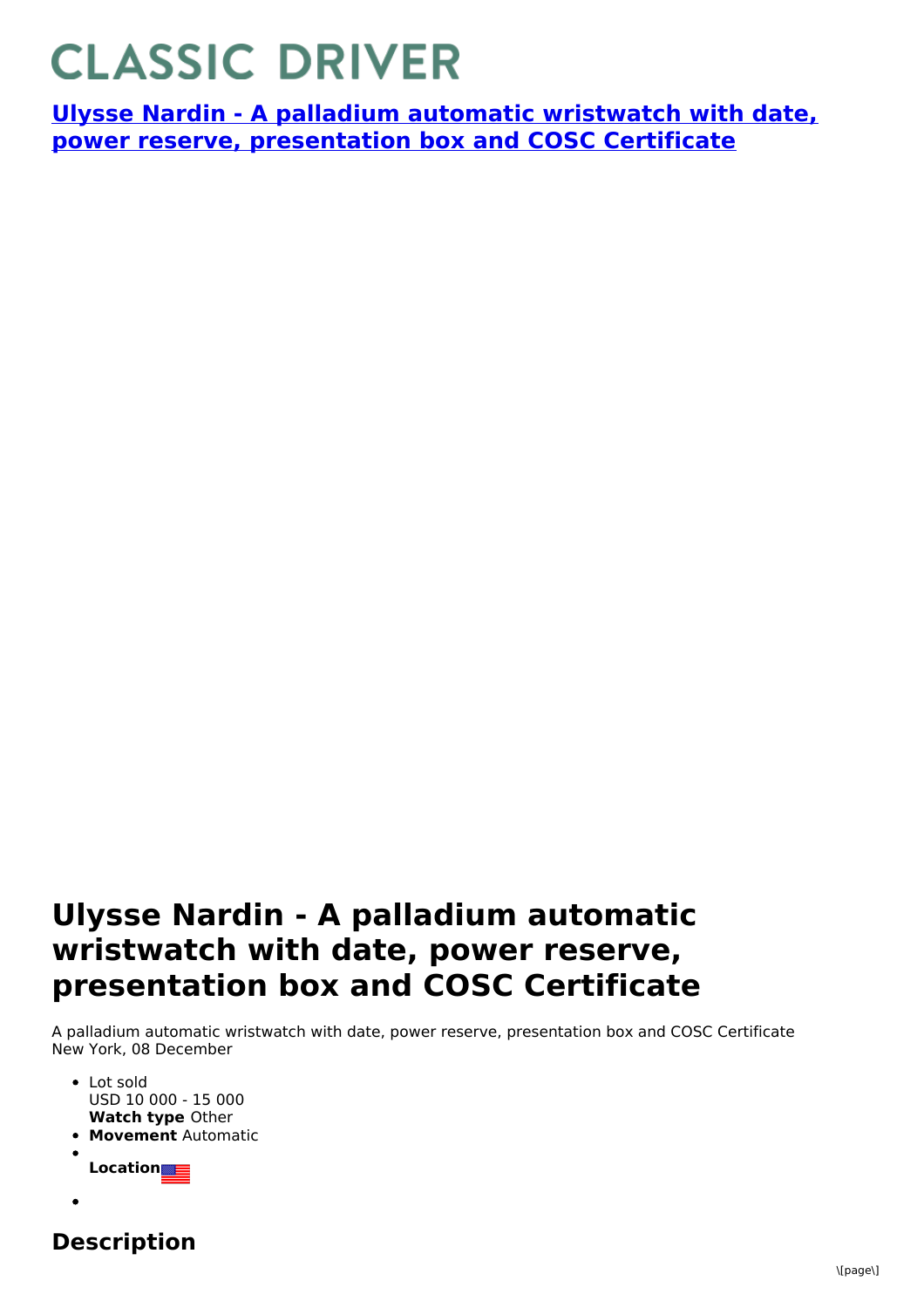# CLASSIC DRIVER

**[Ulysse Nardin - A palladium automatic wristwatch with date, power reserve, presentation box and COSC Certificate]()**

# Ulysse Nardin - A palladium automatic wristwatch with date, power reserve, presentation box and COSC Certificate

A palladium automatic wristwatch with date, power reserve, presentation box and COSC Certificate
New York, 08 December

- Lot sold
  USD 10 000 - 15 000
  **Watch type** Other
- **Movement** Automatic
- **Location**
- 

## Description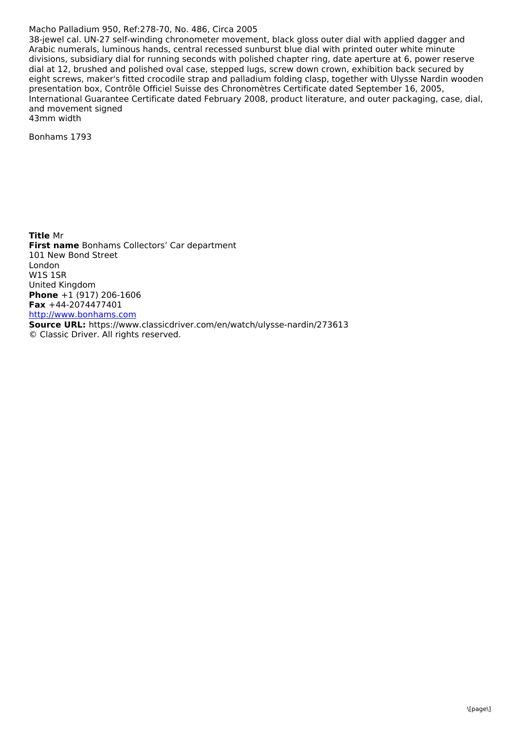Macho Palladium 950, Ref:278-70, No. 486, Circa 2005
38-jewel cal. UN-27 self-winding chronometer movement, black gloss outer dial with applied dagger and Arabic numerals, luminous hands, central recessed sunburst blue dial with printed outer white minute divisions, subsidiary dial for running seconds with polished chapter ring, date aperture at 6, power reserve dial at 12, brushed and polished oval case, stepped lugs, screw down crown, exhibition back secured by eight screws, maker's fitted crocodile strap and palladium folding clasp, together with Ulysse Nardin wooden presentation box, Contrôle Officiel Suisse des Chronomètres Certificate dated September 16, 2005, International Guarantee Certificate dated February 2008, product literature, and outer packaging, case, dial, and movement signed
43mm width

Bonhams 1793

**Title** Mr
**First name** Bonhams Collectors' Car department
101 New Bond Street
London
W1S 1SR
United Kingdom
**Phone** +1 (917) 206-1606
**Fax** +44-2074477401
http://www.bonhams.com
**Source URL:** https://www.classicdriver.com/en/watch/ulysse-nardin/273613
© Classic Driver. All rights reserved.